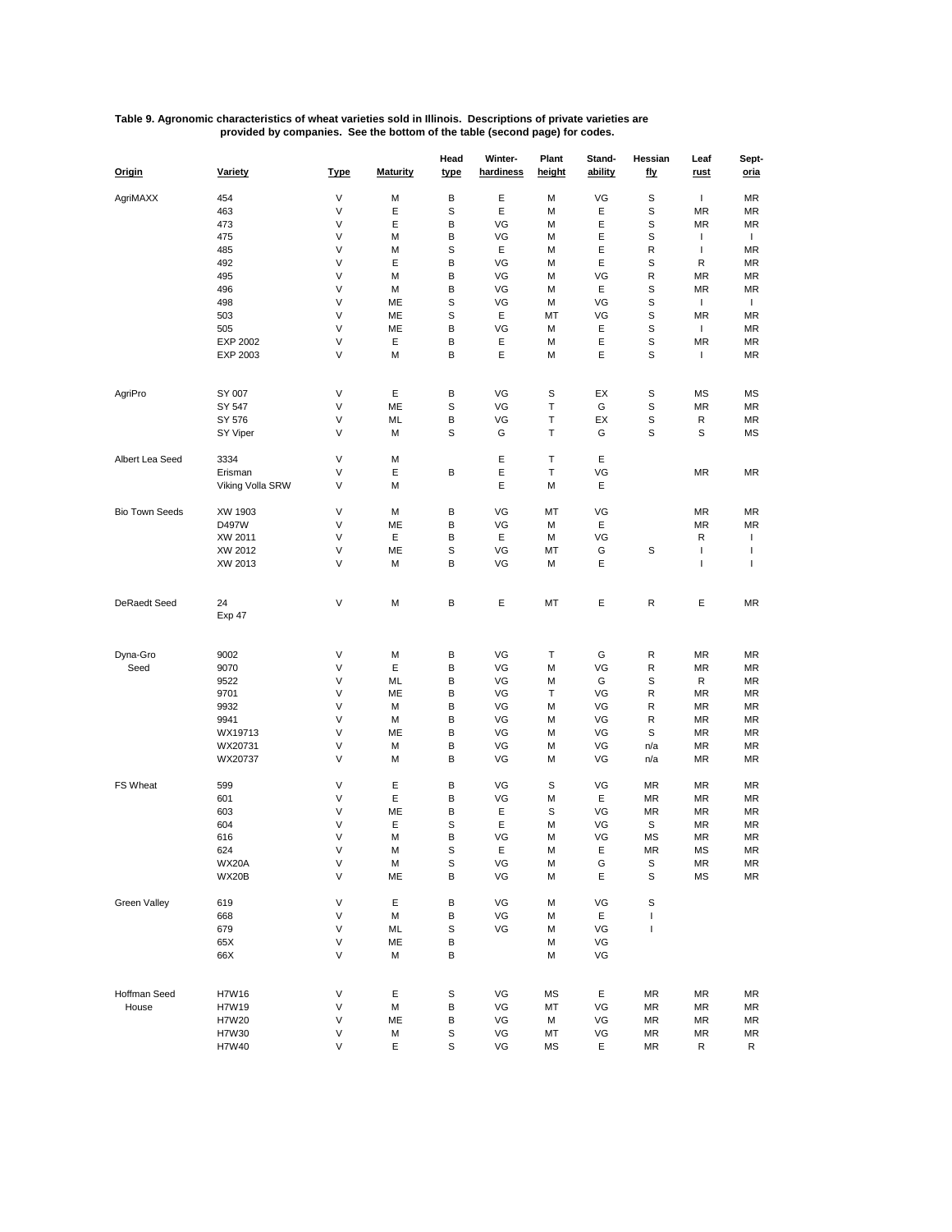**Table 9. Agronomic characteristics of wheat varieties sold in Illinois. Descriptions of private varieties are provided by companies. See the bottom of the table (second page) for codes.**

| Origin | Variety | Type | Maturity | Head type | Winter-hardiness | Plant height | Stand-ability | Hessian fly | Leaf rust | Sept-oria |
|---|---|---|---|---|---|---|---|---|---|---|
| AgriMAXX | 454 | V | M | B | E | M | VG | S | I | MR |
| | 463 | V | E | S | E | M | E | S | MR | MR |
| | 473 | V | E | B | VG | M | E | S | MR | MR |
| | 475 | V | M | B | VG | M | E | S | I | I |
| | 485 | V | M | S | E | M | E | R | I | MR |
| | 492 | V | E | B | VG | M | E | S | R | MR |
| | 495 | V | M | B | VG | M | VG | R | MR | MR |
| | 496 | V | M | B | VG | M | E | S | MR | MR |
| | 498 | V | ME | S | VG | M | VG | S | I | I |
| | 503 | V | ME | S | E | MT | VG | S | MR | MR |
| | 505 | V | ME | B | VG | M | E | S | I | MR |
| | EXP 2002 | V | E | B | E | M | E | S | MR | MR |
| | EXP 2003 | V | M | B | E | M | E | S | I | MR |
| AgriPro | SY 007 | V | E | B | VG | S | EX | S | MS | MS |
| | SY 547 | V | ME | S | VG | T | G | S | MR | MR |
| | SY 576 | V | ML | B | VG | T | EX | S | R | MR |
| | SY Viper | V | M | S | G | T | G | S | S | MS |
| Albert Lea Seed | 3334 | V | M | | E | T | E | | | |
| | Erisman | V | E | B | E | T | VG | | MR | MR |
| | Viking Volla SRW | V | M | | E | M | E | | | |
| Bio Town Seeds | XW 1903 | V | M | B | VG | MT | VG | | MR | MR |
| | D497W | V | ME | B | VG | M | E | | MR | MR |
| | XW 2011 | V | E | B | E | M | VG | | R | I |
| | XW 2012 | V | ME | S | VG | MT | G | S | I | I |
| | XW 2013 | V | M | B | VG | M | E | | I | I |
| DeRaedt Seed | 24 | V | M | B | E | MT | E | R | E | MR |
| | Exp 47 | | | | | | | | | |
| Dyna-Gro Seed | 9002 | V | M | B | VG | T | G | R | MR | MR |
| | 9070 | V | E | B | VG | M | VG | R | MR | MR |
| | 9522 | V | ML | B | VG | M | G | S | R | MR |
| | 9701 | V | ME | B | VG | T | VG | R | MR | MR |
| | 9932 | V | M | B | VG | M | VG | R | MR | MR |
| | 9941 | V | M | B | VG | M | VG | R | MR | MR |
| | WX19713 | V | ME | B | VG | M | VG | S | MR | MR |
| | WX20731 | V | M | B | VG | M | VG | n/a | MR | MR |
| | WX20737 | V | M | B | VG | M | VG | n/a | MR | MR |
| FS Wheat | 599 | V | E | B | VG | S | VG | MR | MR | MR |
| | 601 | V | E | B | VG | M | E | MR | MR | MR |
| | 603 | V | ME | B | E | S | VG | MR | MR | MR |
| | 604 | V | E | S | E | M | VG | S | MR | MR |
| | 616 | V | M | B | VG | M | VG | MS | MR | MR |
| | 624 | V | M | S | E | M | E | MR | MS | MR |
| | WX20A | V | M | S | VG | M | G | S | MR | MR |
| | WX20B | V | ME | B | VG | M | E | S | MS | MR |
| Green Valley | 619 | V | E | B | VG | M | VG | S | | |
| | 668 | V | M | B | VG | M | E | I | | |
| | 679 | V | ML | S | VG | M | VG | I | | |
| | 65X | V | ME | B | | M | VG | | | |
| | 66X | V | M | B | | M | VG | | | |
| Hoffman Seed House | H7W16 | V | E | S | VG | MS | E | MR | MR | MR |
| | H7W19 | V | M | B | VG | MT | VG | MR | MR | MR |
| | H7W20 | V | ME | B | VG | M | VG | MR | MR | MR |
| | H7W30 | V | M | S | VG | MT | VG | MR | MR | MR |
| | H7W40 | V | E | S | VG | MS | E | MR | R | R |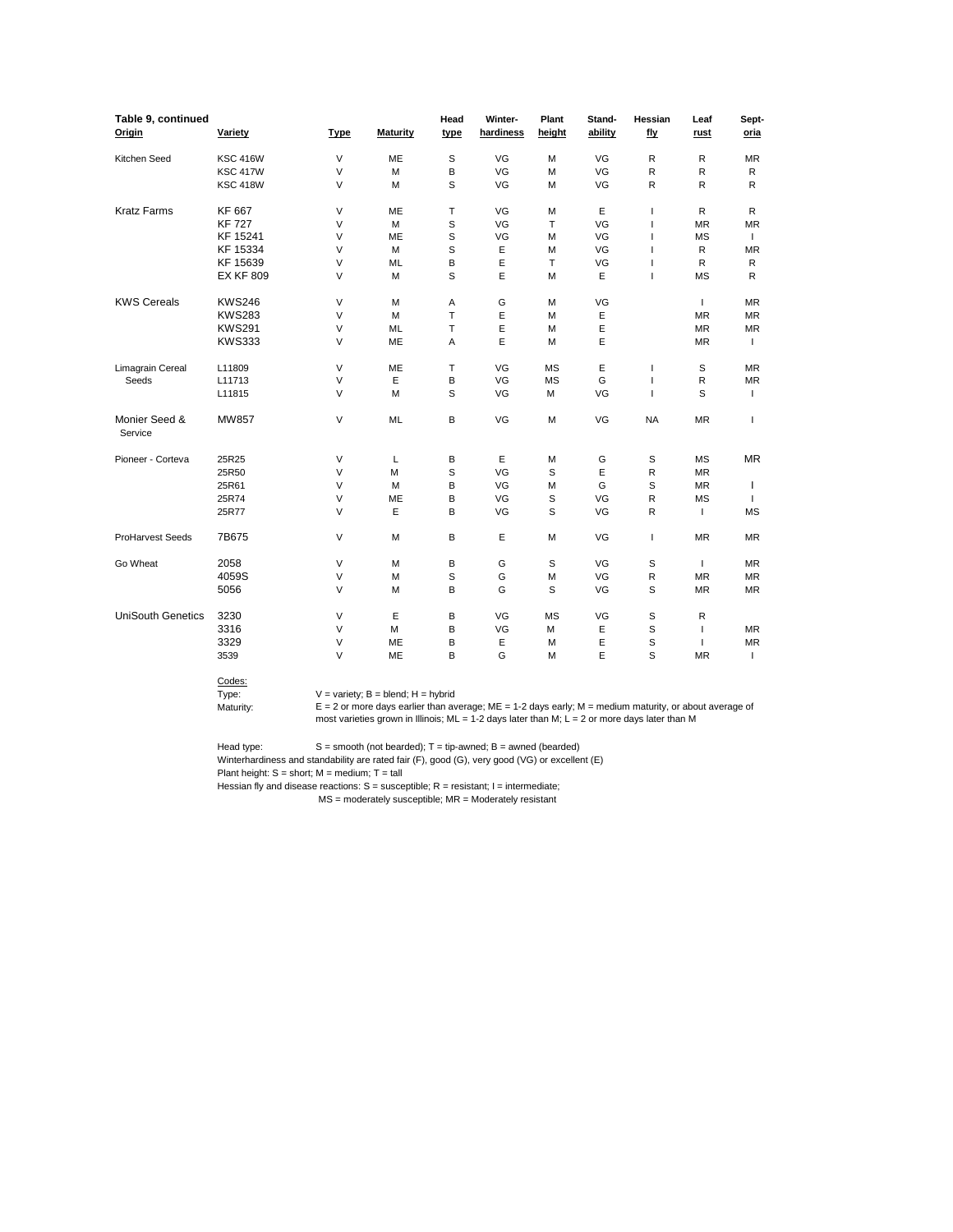**Table 9, continued**

| Origin | Variety | Type | Maturity | Head type | Winter-hardiness | Plant height | Stand-ability | Hessian fly | Leaf rust | Sept-oria |
|---|---|---|---|---|---|---|---|---|---|---|
| Kitchen Seed | KSC 416W | V | ME | S | VG | M | VG | R | R | MR |
| | KSC 417W | V | M | B | VG | M | VG | R | R | R |
| | KSC 418W | V | M | S | VG | M | VG | R | R | R |
| Kratz Farms | KF 667 | V | ME | T | VG | M | E | I | R | R |
| | KF 727 | V | M | S | VG | T | VG | I | MR | MR |
| | KF 15241 | V | ME | S | VG | M | VG | I | MS | I |
| | KF 15334 | V | M | S | E | M | VG | I | R | MR |
| | KF 15639 | V | ML | B | E | T | VG | I | R | R |
| | EX KF 809 | V | M | S | E | M | E | I | MS | R |
| KWS Cereals | KWS246 | V | M | A | G | M | VG | | I | MR |
| | KWS283 | V | M | T | E | M | E | | MR | MR |
| | KWS291 | V | ML | T | E | M | E | | MR | MR |
| | KWS333 | V | ME | A | E | M | E | | MR | I |
| Limagrain Cereal Seeds | L11809 | V | ME | T | VG | MS | E | I | S | MR |
| | L11713 | V | E | B | VG | MS | G | I | R | MR |
| | L11815 | V | M | S | VG | M | VG | I | S | I |
| Monier Seed & Service | MW857 | V | ML | B | VG | M | VG | NA | MR | I |
| Pioneer - Corteva | 25R25 | V | L | B | E | M | G | S | MS | MR |
| | 25R50 | V | M | S | VG | S | E | R | MR | |
| | 25R61 | V | M | B | VG | M | G | S | MR | I |
| | 25R74 | V | ME | B | VG | S | VG | R | MS | I |
| | 25R77 | V | E | B | VG | S | VG | R | I | MS |
| ProHarvest Seeds | 7B675 | V | M | B | E | M | VG | I | MR | MR |
| Go Wheat | 2058 | V | M | B | G | S | VG | S | I | MR |
| | 4059S | V | M | S | G | M | VG | R | MR | MR |
| | 5056 | V | M | B | G | S | VG | S | MR | MR |
| UniSouth Genetics | 3230 | V | E | B | VG | MS | VG | S | R | |
| | 3316 | V | M | B | VG | M | E | S | I | MR |
| | 3329 | V | ME | B | E | M | E | S | I | MR |
| | 3539 | V | ME | B | G | M | E | S | MR | I |

Codes:

Type: V = variety; B = blend; H = hybrid

Maturity: E = 2 or more days earlier than average; ME = 1-2 days early; M = medium maturity, or about average of most varieties grown in Illinois; ML = 1-2 days later than M; L = 2 or more days later than M

Head type: S = smooth (not bearded); T = tip-awned; B = awned (bearded)

Winterhardiness and standability are rated fair (F), good (G), very good (VG) or excellent (E)

Plant height: S = short; M = medium; T = tall

Hessian fly and disease reactions: S = susceptible; R = resistant; I = intermediate; MS = moderately susceptible; MR = Moderately resistant